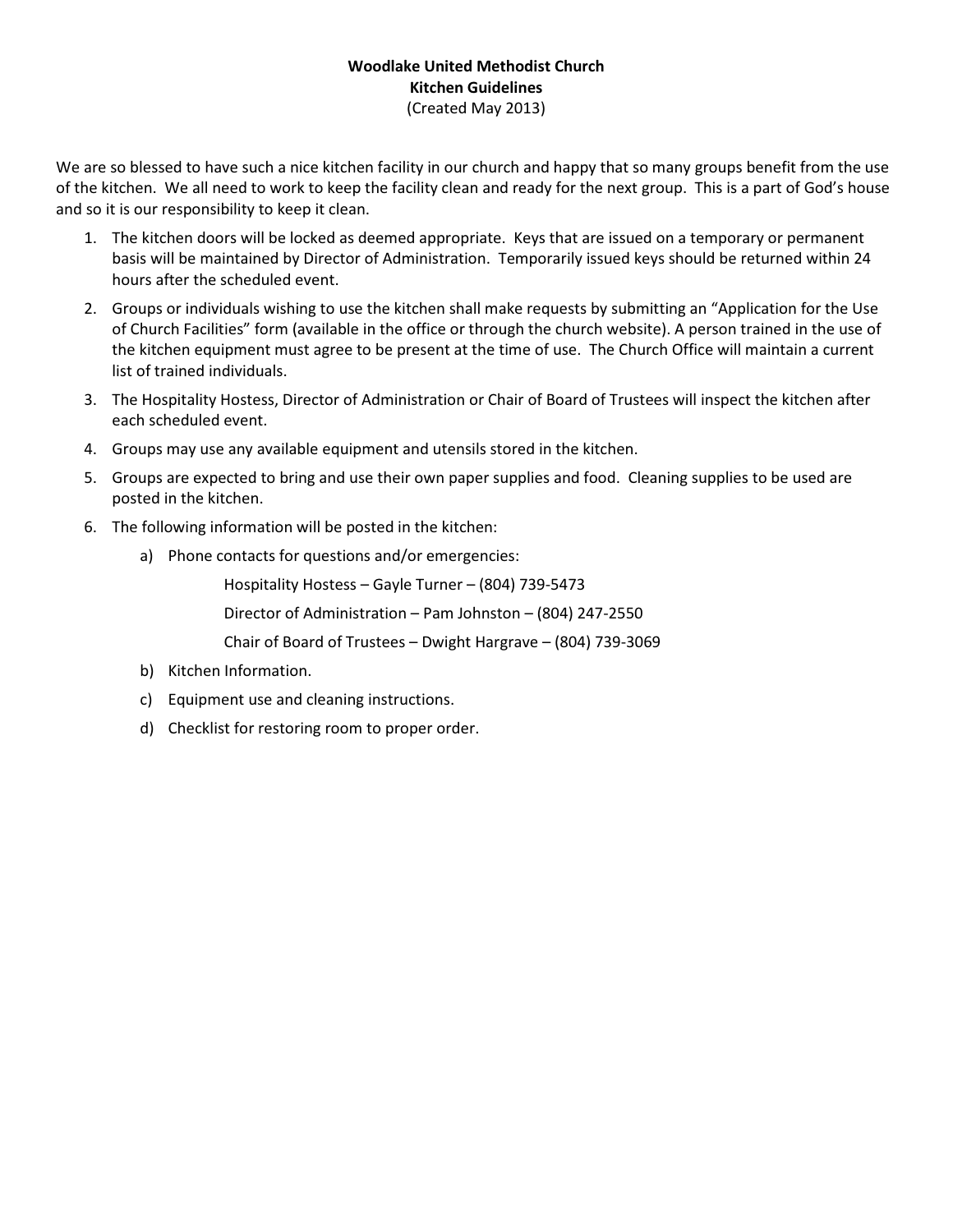**Woodlake United Methodist Church**
**Kitchen Guidelines**
(Created May 2013)

We are so blessed to have such a nice kitchen facility in our church and happy that so many groups benefit from the use of the kitchen. We all need to work to keep the facility clean and ready for the next group. This is a part of God's house and so it is our responsibility to keep it clean.

1. The kitchen doors will be locked as deemed appropriate. Keys that are issued on a temporary or permanent basis will be maintained by Director of Administration. Temporarily issued keys should be returned within 24 hours after the scheduled event.
2. Groups or individuals wishing to use the kitchen shall make requests by submitting an "Application for the Use of Church Facilities" form (available in the office or through the church website). A person trained in the use of the kitchen equipment must agree to be present at the time of use. The Church Office will maintain a current list of trained individuals.
3. The Hospitality Hostess, Director of Administration or Chair of Board of Trustees will inspect the kitchen after each scheduled event.
4. Groups may use any available equipment and utensils stored in the kitchen.
5. Groups are expected to bring and use their own paper supplies and food. Cleaning supplies to be used are posted in the kitchen.
6. The following information will be posted in the kitchen:
   a) Phone contacts for questions and/or emergencies:

      Hospitality Hostess – Gayle Turner – (804) 739-5473

      Director of Administration – Pam Johnston – (804) 247-2550

      Chair of Board of Trustees – Dwight Hargrave – (804) 739-3069

   b) Kitchen Information.
   c) Equipment use and cleaning instructions.
   d) Checklist for restoring room to proper order.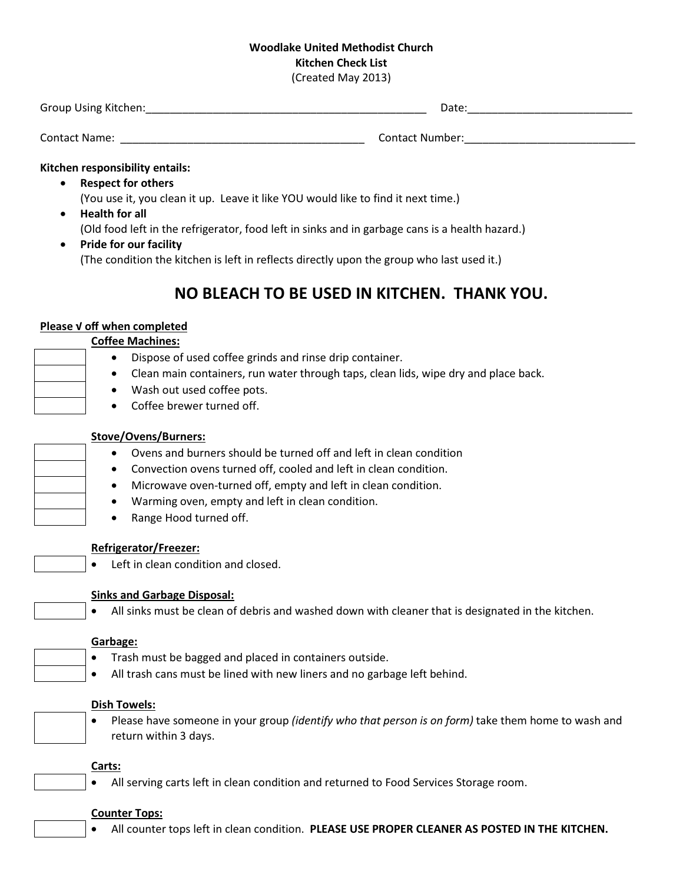**Woodlake United Methodist Church**
**Kitchen Check List**
(Created May 2013)

Group Using Kitchen:_______________________________________________ Date:___________________________

Contact Name: _________________________________________ Contact Number:____________________________

**Kitchen responsibility entails:**

- **Respect for others**
  (You use it, you clean it up. Leave it like YOU would like to find it next time.)
- **Health for all**
  (Old food left in the refrigerator, food left in sinks and in garbage cans is a health hazard.)
- **Pride for our facility**
  (The condition the kitchen is left in reflects directly upon the group who last used it.)

## NO BLEACH TO BE USED IN KITCHEN. THANK YOU.

**Please √ off when completed**

**Coffee Machines:**

- [ ] Dispose of used coffee grinds and rinse drip container.
- [ ] Clean main containers, run water through taps, clean lids, wipe dry and place back.
- [ ] Wash out used coffee pots.
- [ ] Coffee brewer turned off.

**Stove/Ovens/Burners:**

- [ ] Ovens and burners should be turned off and left in clean condition
- [ ] Convection ovens turned off, cooled and left in clean condition.
- [ ] Microwave oven-turned off, empty and left in clean condition.
- [ ] Warming oven, empty and left in clean condition.
- [ ] Range Hood turned off.

**Refrigerator/Freezer:**

- [ ] Left in clean condition and closed.

**Sinks and Garbage Disposal:**

- [ ] All sinks must be clean of debris and washed down with cleaner that is designated in the kitchen.

**Garbage:**

- [ ] Trash must be bagged and placed in containers outside.
- [ ] All trash cans must be lined with new liners and no garbage left behind.

**Dish Towels:**

- [ ] Please have someone in your group *(identify who that person is on form)* take them home to wash and return within 3 days.

**Carts:**

- [ ] All serving carts left in clean condition and returned to Food Services Storage room.

**Counter Tops:**

- [ ] All counter tops left in clean condition. **PLEASE USE PROPER CLEANER AS POSTED IN THE KITCHEN.**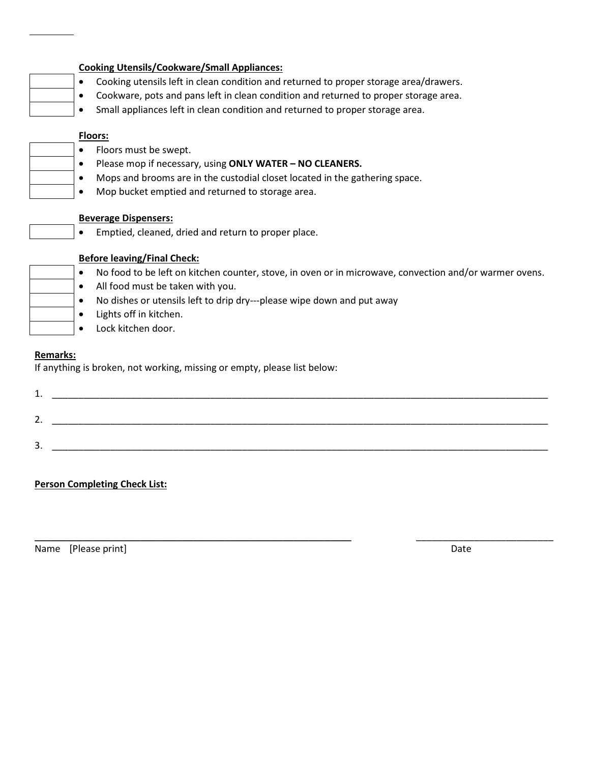**Cooking Utensils/Cookware/Small Appliances:**

- [ ] Cooking utensils left in clean condition and returned to proper storage area/drawers.
- [ ] Cookware, pots and pans left in clean condition and returned to proper storage area.
- [ ] Small appliances left in clean condition and returned to proper storage area.

**Floors:**

- [ ] Floors must be swept.
- [ ] Please mop if necessary, using **ONLY WATER – NO CLEANERS.**
- [ ] Mops and brooms are in the custodial closet located in the gathering space.
- [ ] Mop bucket emptied and returned to storage area.

**Beverage Dispensers:**

- [ ] Emptied, cleaned, dried and return to proper place.

**Before leaving/Final Check:**

- [ ] No food to be left on kitchen counter, stove, in oven or in microwave, convection and/or warmer ovens.
- [ ] All food must be taken with you.
- [ ] No dishes or utensils left to drip dry---please wipe down and put away
- [ ] Lights off in kitchen.
- [ ] Lock kitchen door.

**Remarks:**

If anything is broken, not working, missing or empty, please list below:

1. ______________________________________________________________________________

2. ______________________________________________________________________________

3. ______________________________________________________________________________

**Person Completing Check List:**

______________________________________________ ____________________

Name [Please print] Date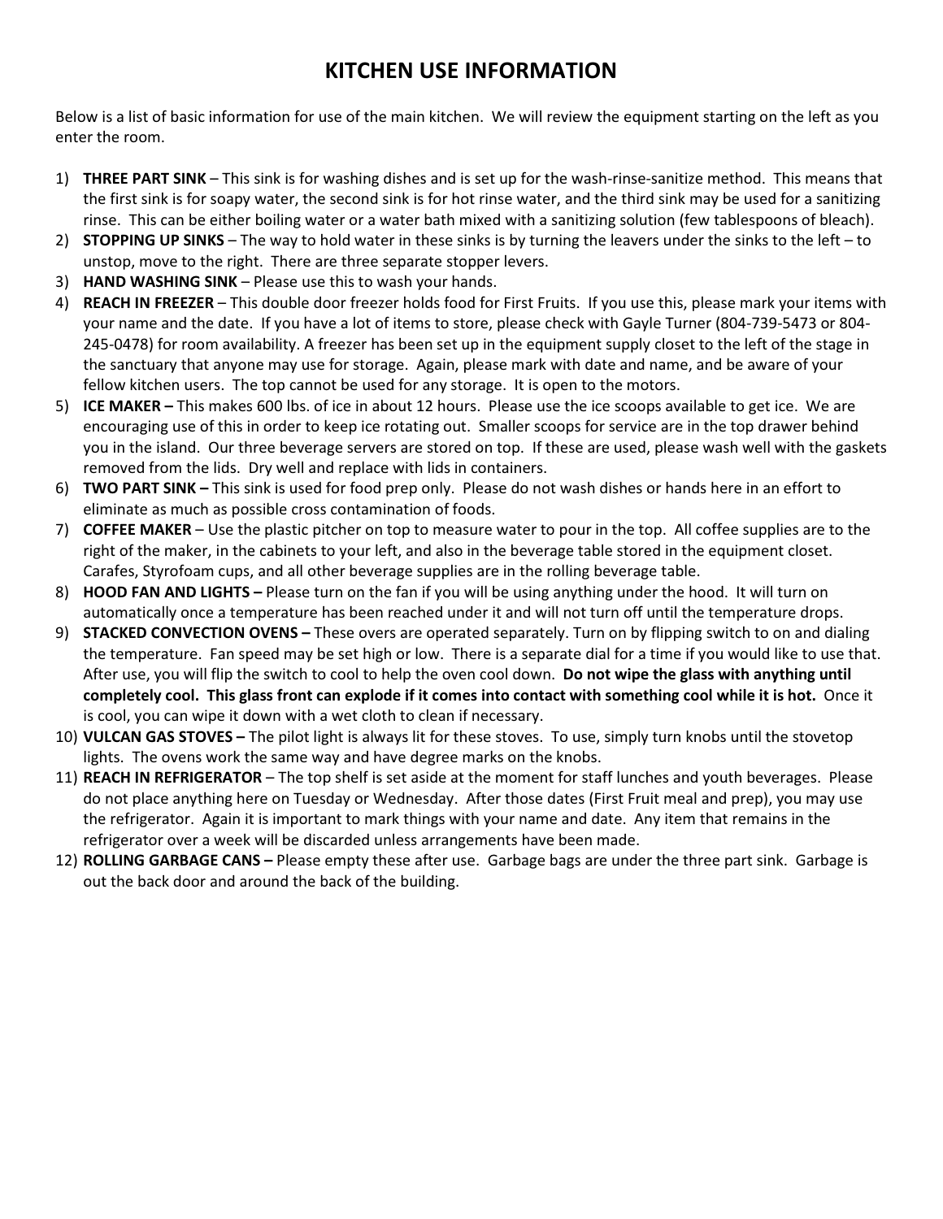# KITCHEN USE INFORMATION

Below is a list of basic information for use of the main kitchen. We will review the equipment starting on the left as you enter the room.

1) **THREE PART SINK** – This sink is for washing dishes and is set up for the wash-rinse-sanitize method. This means that the first sink is for soapy water, the second sink is for hot rinse water, and the third sink may be used for a sanitizing rinse. This can be either boiling water or a water bath mixed with a sanitizing solution (few tablespoons of bleach).
2) **STOPPING UP SINKS** – The way to hold water in these sinks is by turning the leavers under the sinks to the left – to unstop, move to the right. There are three separate stopper levers.
3) **HAND WASHING SINK** – Please use this to wash your hands.
4) **REACH IN FREEZER** – This double door freezer holds food for First Fruits. If you use this, please mark your items with your name and the date. If you have a lot of items to store, please check with Gayle Turner (804-739-5473 or 804-245-0478) for room availability. A freezer has been set up in the equipment supply closet to the left of the stage in the sanctuary that anyone may use for storage. Again, please mark with date and name, and be aware of your fellow kitchen users. The top cannot be used for any storage. It is open to the motors.
5) **ICE MAKER –** This makes 600 lbs. of ice in about 12 hours. Please use the ice scoops available to get ice. We are encouraging use of this in order to keep ice rotating out. Smaller scoops for service are in the top drawer behind you in the island. Our three beverage servers are stored on top. If these are used, please wash well with the gaskets removed from the lids. Dry well and replace with lids in containers.
6) **TWO PART SINK –** This sink is used for food prep only. Please do not wash dishes or hands here in an effort to eliminate as much as possible cross contamination of foods.
7) **COFFEE MAKER** – Use the plastic pitcher on top to measure water to pour in the top. All coffee supplies are to the right of the maker, in the cabinets to your left, and also in the beverage table stored in the equipment closet. Carafes, Styrofoam cups, and all other beverage supplies are in the rolling beverage table.
8) **HOOD FAN AND LIGHTS –** Please turn on the fan if you will be using anything under the hood. It will turn on automatically once a temperature has been reached under it and will not turn off until the temperature drops.
9) **STACKED CONVECTION OVENS –** These overs are operated separately. Turn on by flipping switch to on and dialing the temperature. Fan speed may be set high or low. There is a separate dial for a time if you would like to use that. After use, you will flip the switch to cool to help the oven cool down. **Do not wipe the glass with anything until completely cool. This glass front can explode if it comes into contact with something cool while it is hot.** Once it is cool, you can wipe it down with a wet cloth to clean if necessary.
10) **VULCAN GAS STOVES –** The pilot light is always lit for these stoves. To use, simply turn knobs until the stovetop lights. The ovens work the same way and have degree marks on the knobs.
11) **REACH IN REFRIGERATOR** – The top shelf is set aside at the moment for staff lunches and youth beverages. Please do not place anything here on Tuesday or Wednesday. After those dates (First Fruit meal and prep), you may use the refrigerator. Again it is important to mark things with your name and date. Any item that remains in the refrigerator over a week will be discarded unless arrangements have been made.
12) **ROLLING GARBAGE CANS –** Please empty these after use. Garbage bags are under the three part sink. Garbage is out the back door and around the back of the building.